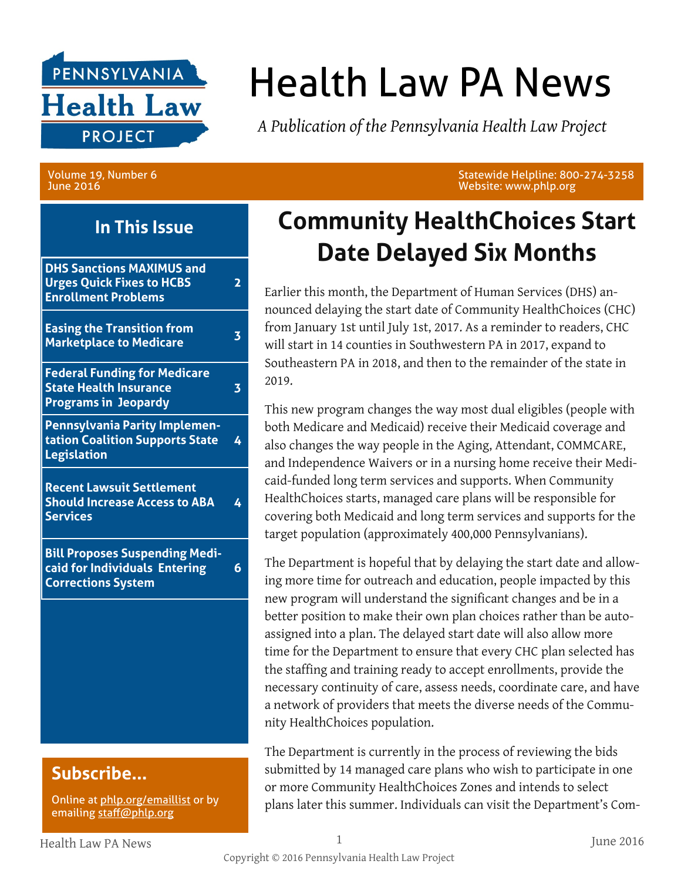# Health Law PA News

*A Publication of the Pennsylvania Health Law Project*

Volume 19, Number 6
June 2016

Statewide Helpline: 800-274-3258
Website: www.phlp.org

## In This Issue

| | |
|---|---|
| **DHS Sanctions MAXIMUS and Urges Quick Fixes to HCBS Enrollment Problems** | 2 |
| **Easing the Transition from Marketplace to Medicare** | 3 |
| **Federal Funding for Medicare State Health Insurance Programs in Jeopardy** | 3 |
| **Pennsylvania Parity Implementation Coalition Supports State Legislation** | 4 |
| **Recent Lawsuit Settlement Should Increase Access to ABA Services** | 4 |
| **Bill Proposes Suspending Medicaid for Individuals Entering Corrections System** | 6 |

## Subscribe...

Online at phlp.org/emaillist or by emailing staff@phlp.org

## Community HealthChoices Start Date Delayed Six Months

Earlier this month, the Department of Human Services (DHS) announced delaying the start date of Community HealthChoices (CHC) from January 1st until July 1st, 2017. As a reminder to readers, CHC will start in 14 counties in Southwestern PA in 2017, expand to Southeastern PA in 2018, and then to the remainder of the state in 2019.

This new program changes the way most dual eligibles (people with both Medicare and Medicaid) receive their Medicaid coverage and also changes the way people in the Aging, Attendant, COMMCARE, and Independence Waivers or in a nursing home receive their Medicaid-funded long term services and supports. When Community HealthChoices starts, managed care plans will be responsible for covering both Medicaid and long term services and supports for the target population (approximately 400,000 Pennsylvanians).

The Department is hopeful that by delaying the start date and allowing more time for outreach and education, people impacted by this new program will understand the significant changes and be in a better position to make their own plan choices rather than be auto-assigned into a plan. The delayed start date will also allow more time for the Department to ensure that every CHC plan selected has the staffing and training ready to accept enrollments, provide the necessary continuity of care, assess needs, coordinate care, and have a network of providers that meets the diverse needs of the Community HealthChoices population.

The Department is currently in the process of reviewing the bids submitted by 14 managed care plans who wish to participate in one or more Community HealthChoices Zones and intends to select plans later this summer. Individuals can visit the Department's Com-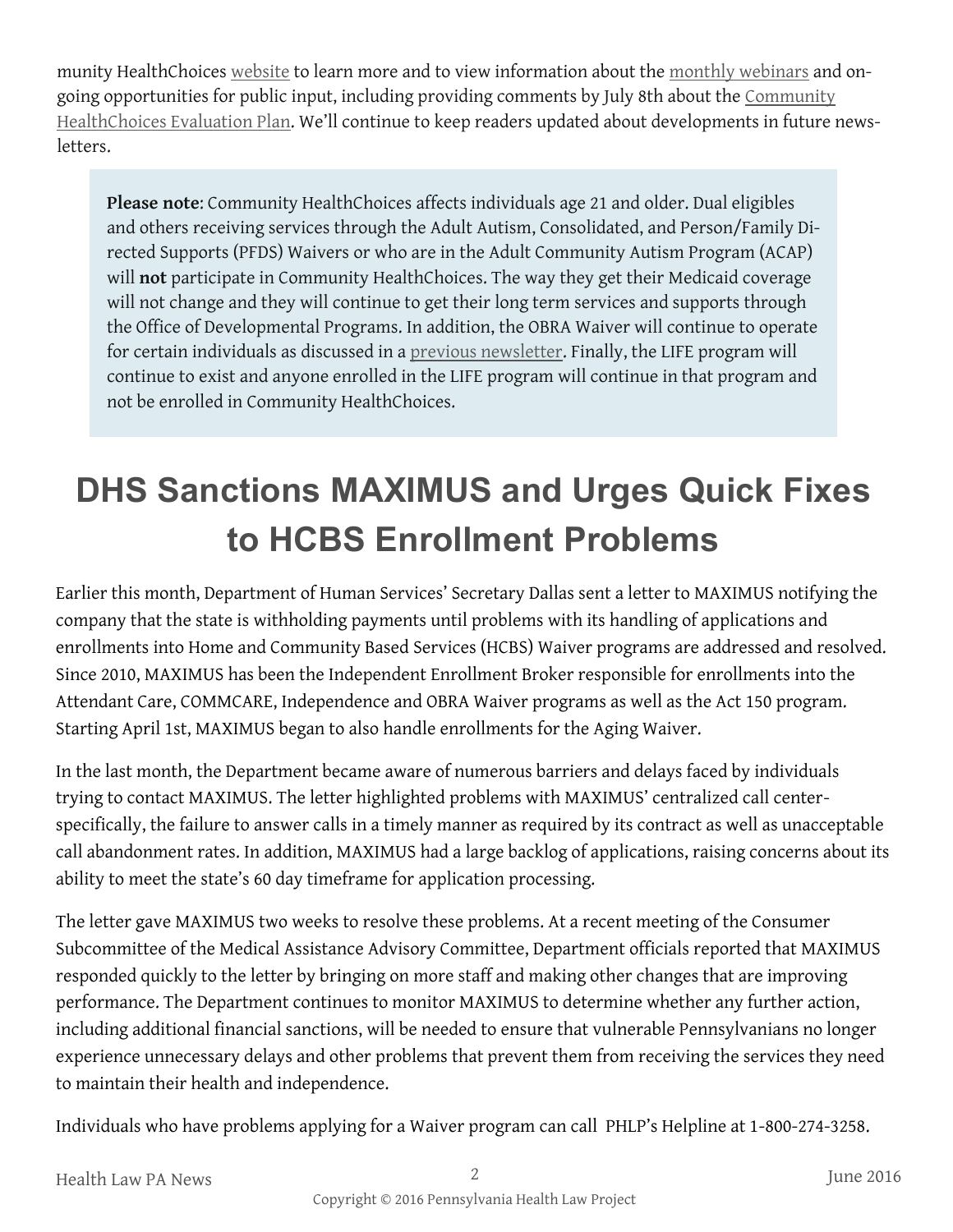munity HealthChoices website to learn more and to view information about the monthly webinars and ongoing opportunities for public input, including providing comments by July 8th about the Community HealthChoices Evaluation Plan. We'll continue to keep readers updated about developments in future newsletters.

> **Please note**: Community HealthChoices affects individuals age 21 and older. Dual eligibles and others receiving services through the Adult Autism, Consolidated, and Person/Family Directed Supports (PFDS) Waivers or who are in the Adult Community Autism Program (ACAP) will **not** participate in Community HealthChoices. The way they get their Medicaid coverage will not change and they will continue to get their long term services and supports through the Office of Developmental Programs. In addition, the OBRA Waiver will continue to operate for certain individuals as discussed in a previous newsletter. Finally, the LIFE program will continue to exist and anyone enrolled in the LIFE program will continue in that program and not be enrolled in Community HealthChoices.

# DHS Sanctions MAXIMUS and Urges Quick Fixes to HCBS Enrollment Problems

Earlier this month, Department of Human Services' Secretary Dallas sent a letter to MAXIMUS notifying the company that the state is withholding payments until problems with its handling of applications and enrollments into Home and Community Based Services (HCBS) Waiver programs are addressed and resolved. Since 2010, MAXIMUS has been the Independent Enrollment Broker responsible for enrollments into the Attendant Care, COMMCARE, Independence and OBRA Waiver programs as well as the Act 150 program. Starting April 1st, MAXIMUS began to also handle enrollments for the Aging Waiver.

In the last month, the Department became aware of numerous barriers and delays faced by individuals trying to contact MAXIMUS. The letter highlighted problems with MAXIMUS' centralized call center-specifically, the failure to answer calls in a timely manner as required by its contract as well as unacceptable call abandonment rates. In addition, MAXIMUS had a large backlog of applications, raising concerns about its ability to meet the state's 60 day timeframe for application processing.

The letter gave MAXIMUS two weeks to resolve these problems. At a recent meeting of the Consumer Subcommittee of the Medical Assistance Advisory Committee, Department officials reported that MAXIMUS responded quickly to the letter by bringing on more staff and making other changes that are improving performance. The Department continues to monitor MAXIMUS to determine whether any further action, including additional financial sanctions, will be needed to ensure that vulnerable Pennsylvanians no longer experience unnecessary delays and other problems that prevent them from receiving the services they need to maintain their health and independence.

Individuals who have problems applying for a Waiver program can call PHLP's Helpline at 1-800-274-3258.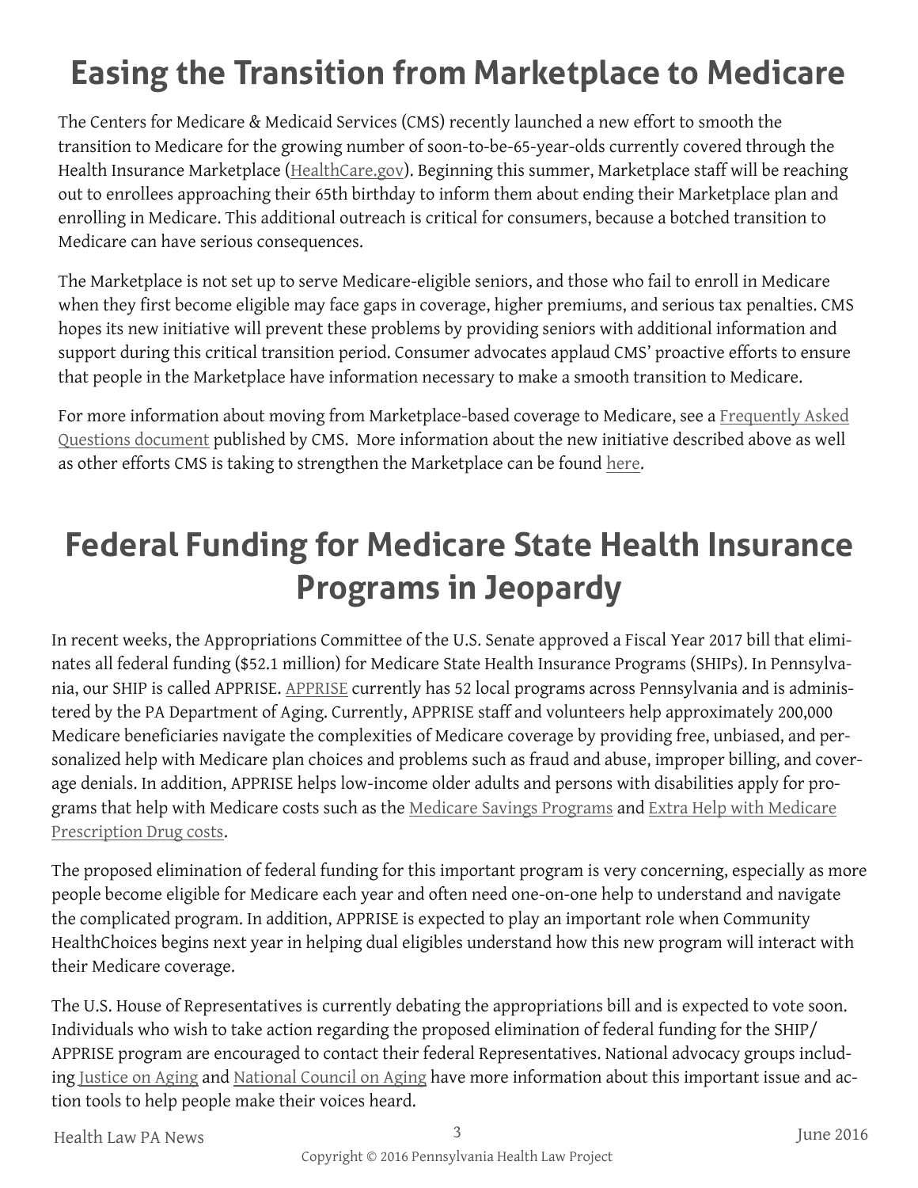# Easing the Transition from Marketplace to Medicare

The Centers for Medicare & Medicaid Services (CMS) recently launched a new effort to smooth the transition to Medicare for the growing number of soon-to-be-65-year-olds currently covered through the Health Insurance Marketplace (HealthCare.gov). Beginning this summer, Marketplace staff will be reaching out to enrollees approaching their 65th birthday to inform them about ending their Marketplace plan and enrolling in Medicare. This additional outreach is critical for consumers, because a botched transition to Medicare can have serious consequences.

The Marketplace is not set up to serve Medicare-eligible seniors, and those who fail to enroll in Medicare when they first become eligible may face gaps in coverage, higher premiums, and serious tax penalties. CMS hopes its new initiative will prevent these problems by providing seniors with additional information and support during this critical transition period. Consumer advocates applaud CMS' proactive efforts to ensure that people in the Marketplace have information necessary to make a smooth transition to Medicare.

For more information about moving from Marketplace-based coverage to Medicare, see a Frequently Asked Questions document published by CMS. More information about the new initiative described above as well as other efforts CMS is taking to strengthen the Marketplace can be found here.

# Federal Funding for Medicare State Health Insurance Programs in Jeopardy

In recent weeks, the Appropriations Committee of the U.S. Senate approved a Fiscal Year 2017 bill that eliminates all federal funding ($52.1 million) for Medicare State Health Insurance Programs (SHIPs). In Pennsylvania, our SHIP is called APPRISE. APPRISE currently has 52 local programs across Pennsylvania and is administered by the PA Department of Aging. Currently, APPRISE staff and volunteers help approximately 200,000 Medicare beneficiaries navigate the complexities of Medicare coverage by providing free, unbiased, and personalized help with Medicare plan choices and problems such as fraud and abuse, improper billing, and coverage denials. In addition, APPRISE helps low-income older adults and persons with disabilities apply for programs that help with Medicare costs such as the Medicare Savings Programs and Extra Help with Medicare Prescription Drug costs.

The proposed elimination of federal funding for this important program is very concerning, especially as more people become eligible for Medicare each year and often need one-on-one help to understand and navigate the complicated program. In addition, APPRISE is expected to play an important role when Community HealthChoices begins next year in helping dual eligibles understand how this new program will interact with their Medicare coverage.

The U.S. House of Representatives is currently debating the appropriations bill and is expected to vote soon. Individuals who wish to take action regarding the proposed elimination of federal funding for the SHIP/APPRISE program are encouraged to contact their federal Representatives. National advocacy groups including Justice on Aging and National Council on Aging have more information about this important issue and action tools to help people make their voices heard.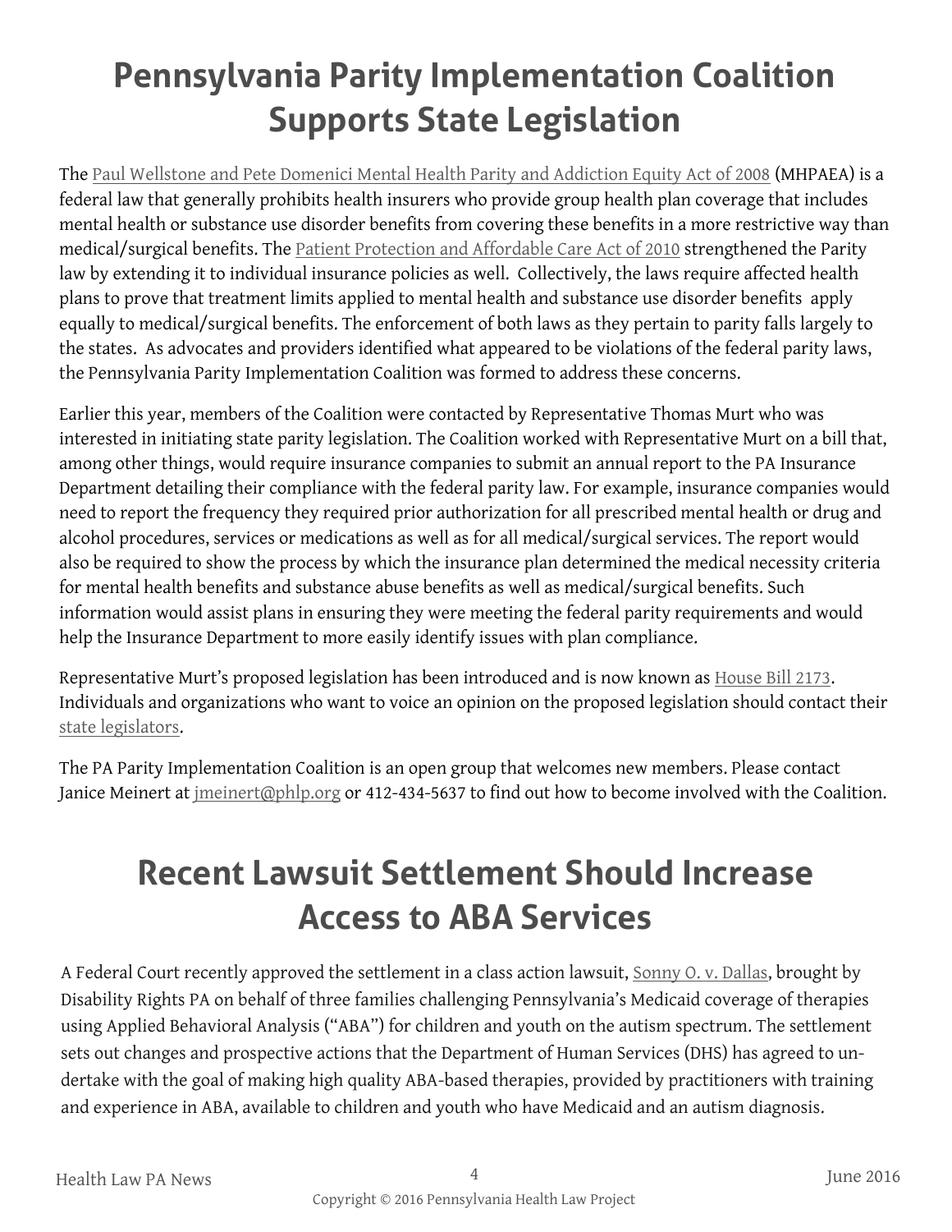# Pennsylvania Parity Implementation Coalition Supports State Legislation

The Paul Wellstone and Pete Domenici Mental Health Parity and Addiction Equity Act of 2008 (MHPAEA) is a federal law that generally prohibits health insurers who provide group health plan coverage that includes mental health or substance use disorder benefits from covering these benefits in a more restrictive way than medical/surgical benefits. The Patient Protection and Affordable Care Act of 2010 strengthened the Parity law by extending it to individual insurance policies as well. Collectively, the laws require affected health plans to prove that treatment limits applied to mental health and substance use disorder benefits apply equally to medical/surgical benefits. The enforcement of both laws as they pertain to parity falls largely to the states. As advocates and providers identified what appeared to be violations of the federal parity laws, the Pennsylvania Parity Implementation Coalition was formed to address these concerns.

Earlier this year, members of the Coalition were contacted by Representative Thomas Murt who was interested in initiating state parity legislation. The Coalition worked with Representative Murt on a bill that, among other things, would require insurance companies to submit an annual report to the PA Insurance Department detailing their compliance with the federal parity law. For example, insurance companies would need to report the frequency they required prior authorization for all prescribed mental health or drug and alcohol procedures, services or medications as well as for all medical/surgical services. The report would also be required to show the process by which the insurance plan determined the medical necessity criteria for mental health benefits and substance abuse benefits as well as medical/surgical benefits. Such information would assist plans in ensuring they were meeting the federal parity requirements and would help the Insurance Department to more easily identify issues with plan compliance.

Representative Murt's proposed legislation has been introduced and is now known as House Bill 2173. Individuals and organizations who want to voice an opinion on the proposed legislation should contact their state legislators.

The PA Parity Implementation Coalition is an open group that welcomes new members. Please contact Janice Meinert at jmeinert@phlp.org or 412-434-5637 to find out how to become involved with the Coalition.

# Recent Lawsuit Settlement Should Increase Access to ABA Services

A Federal Court recently approved the settlement in a class action lawsuit, Sonny O. v. Dallas, brought by Disability Rights PA on behalf of three families challenging Pennsylvania's Medicaid coverage of therapies using Applied Behavioral Analysis ("ABA") for children and youth on the autism spectrum. The settlement sets out changes and prospective actions that the Department of Human Services (DHS) has agreed to undertake with the goal of making high quality ABA-based therapies, provided by practitioners with training and experience in ABA, available to children and youth who have Medicaid and an autism diagnosis.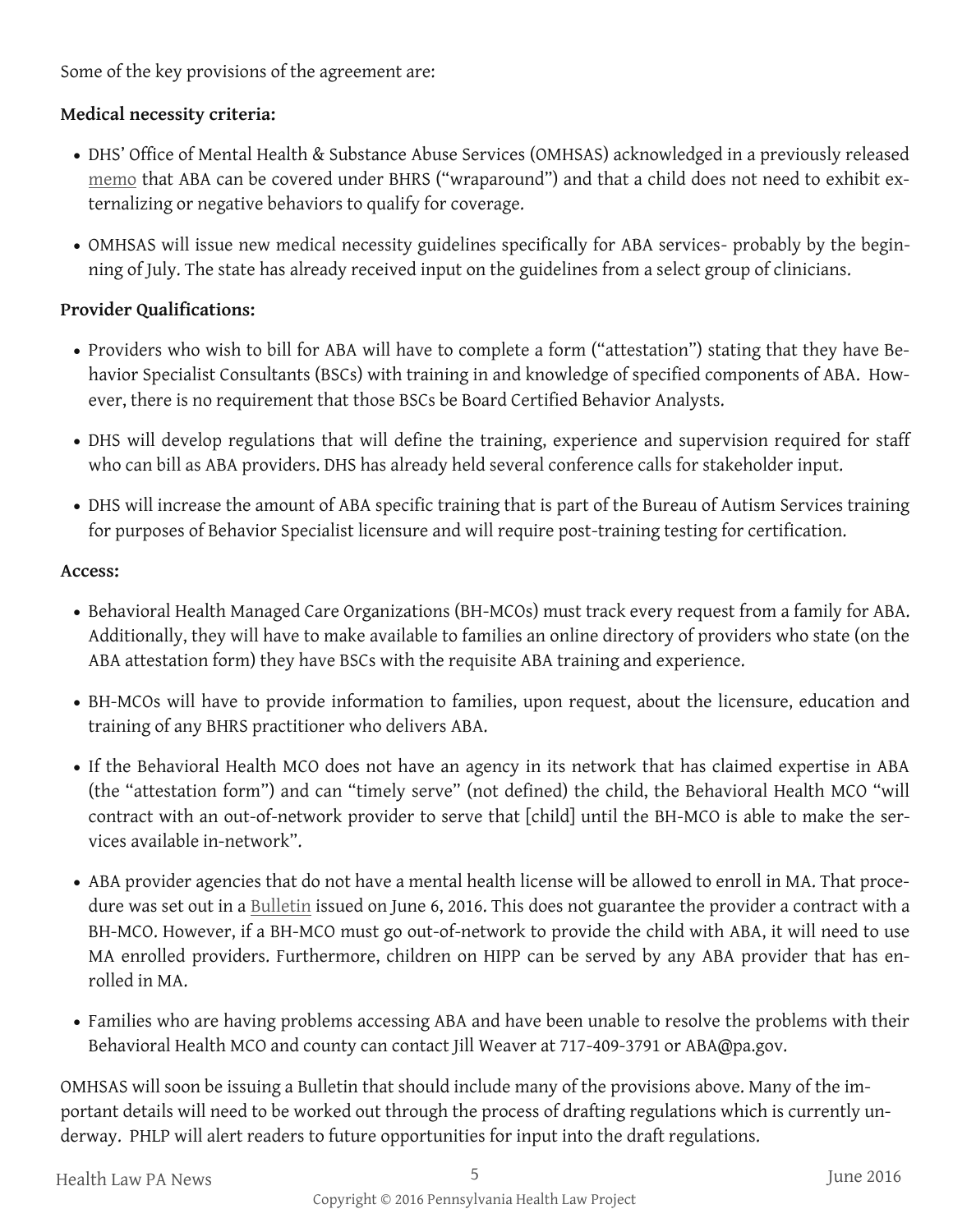Some of the key provisions of the agreement are:

**Medical necessity criteria:**

- DHS' Office of Mental Health & Substance Abuse Services (OMHSAS) acknowledged in a previously released memo that ABA can be covered under BHRS ("wraparound") and that a child does not need to exhibit externalizing or negative behaviors to qualify for coverage.
- OMHSAS will issue new medical necessity guidelines specifically for ABA services- probably by the beginning of July. The state has already received input on the guidelines from a select group of clinicians.

**Provider Qualifications:**

- Providers who wish to bill for ABA will have to complete a form ("attestation") stating that they have Behavior Specialist Consultants (BSCs) with training in and knowledge of specified components of ABA. However, there is no requirement that those BSCs be Board Certified Behavior Analysts.
- DHS will develop regulations that will define the training, experience and supervision required for staff who can bill as ABA providers. DHS has already held several conference calls for stakeholder input.
- DHS will increase the amount of ABA specific training that is part of the Bureau of Autism Services training for purposes of Behavior Specialist licensure and will require post-training testing for certification.

**Access:**

- Behavioral Health Managed Care Organizations (BH-MCOs) must track every request from a family for ABA. Additionally, they will have to make available to families an online directory of providers who state (on the ABA attestation form) they have BSCs with the requisite ABA training and experience.
- BH-MCOs will have to provide information to families, upon request, about the licensure, education and training of any BHRS practitioner who delivers ABA.
- If the Behavioral Health MCO does not have an agency in its network that has claimed expertise in ABA (the "attestation form") and can "timely serve" (not defined) the child, the Behavioral Health MCO "will contract with an out-of-network provider to serve that [child] until the BH-MCO is able to make the services available in-network".
- ABA provider agencies that do not have a mental health license will be allowed to enroll in MA. That procedure was set out in a Bulletin issued on June 6, 2016. This does not guarantee the provider a contract with a BH-MCO. However, if a BH-MCO must go out-of-network to provide the child with ABA, it will need to use MA enrolled providers. Furthermore, children on HIPP can be served by any ABA provider that has enrolled in MA.
- Families who are having problems accessing ABA and have been unable to resolve the problems with their Behavioral Health MCO and county can contact Jill Weaver at 717-409-3791 or ABA@pa.gov.

OMHSAS will soon be issuing a Bulletin that should include many of the provisions above. Many of the important details will need to be worked out through the process of drafting regulations which is currently underway. PHLP will alert readers to future opportunities for input into the draft regulations.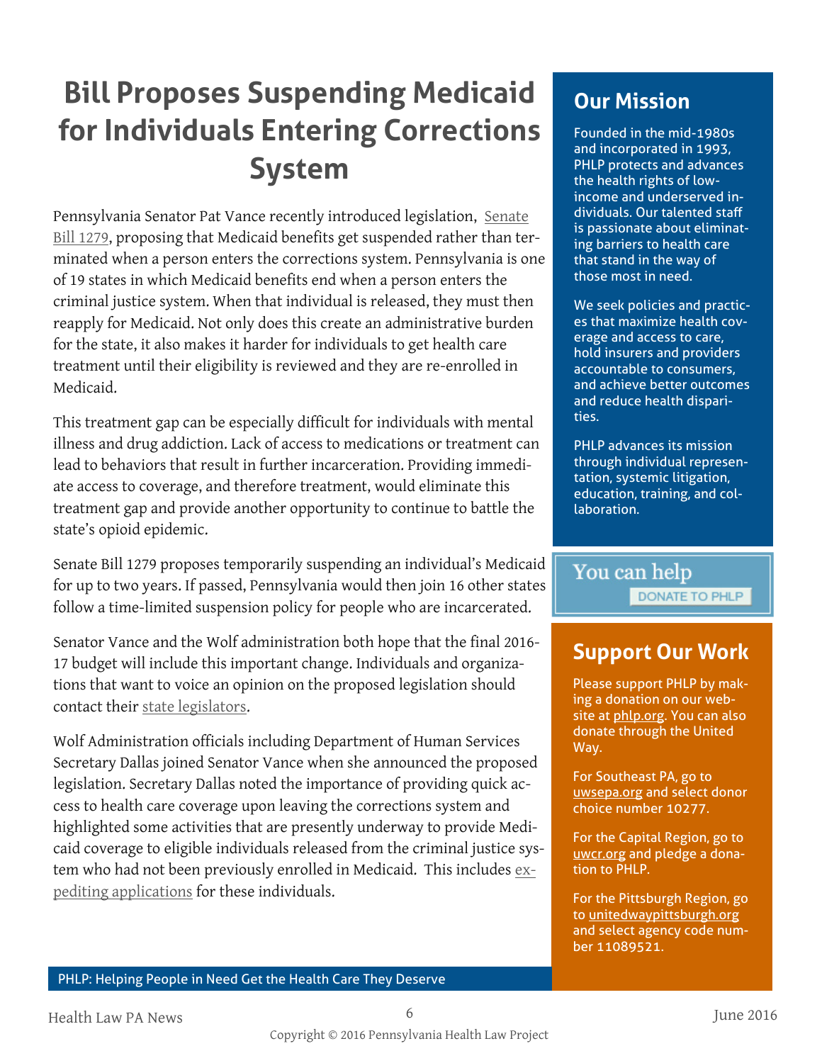# Bill Proposes Suspending Medicaid for Individuals Entering Corrections System

Pennsylvania Senator Pat Vance recently introduced legislation, Senate Bill 1279, proposing that Medicaid benefits get suspended rather than terminated when a person enters the corrections system. Pennsylvania is one of 19 states in which Medicaid benefits end when a person enters the criminal justice system. When that individual is released, they must then reapply for Medicaid. Not only does this create an administrative burden for the state, it also makes it harder for individuals to get health care treatment until their eligibility is reviewed and they are re-enrolled in Medicaid.

This treatment gap can be especially difficult for individuals with mental illness and drug addiction. Lack of access to medications or treatment can lead to behaviors that result in further incarceration. Providing immediate access to coverage, and therefore treatment, would eliminate this treatment gap and provide another opportunity to continue to battle the state's opioid epidemic.

Senate Bill 1279 proposes temporarily suspending an individual's Medicaid for up to two years. If passed, Pennsylvania would then join 16 other states follow a time-limited suspension policy for people who are incarcerated.

Senator Vance and the Wolf administration both hope that the final 2016-17 budget will include this important change. Individuals and organizations that want to voice an opinion on the proposed legislation should contact their state legislators.

Wolf Administration officials including Department of Human Services Secretary Dallas joined Senator Vance when she announced the proposed legislation. Secretary Dallas noted the importance of providing quick access to health care coverage upon leaving the corrections system and highlighted some activities that are presently underway to provide Medicaid coverage to eligible individuals released from the criminal justice system who had not been previously enrolled in Medicaid. This includes expediting applications for these individuals.

PHLP: Helping People in Need Get the Health Care They Deserve

## Our Mission

Founded in the mid-1980s and incorporated in 1993, PHLP protects and advances the health rights of low-income and underserved individuals. Our talented staff is passionate about eliminating barriers to health care that stand in the way of those most in need.

We seek policies and practices that maximize health coverage and access to care, hold insurers and providers accountable to consumers, and achieve better outcomes and reduce health disparities.

PHLP advances its mission through individual representation, systemic litigation, education, training, and collaboration.

You can help

DONATE TO PHLP

## Support Our Work

Please support PHLP by making a donation on our website at phlp.org. You can also donate through the United Way.

For Southeast PA, go to uwsepa.org and select donor choice number 10277.

For the Capital Region, go to uwcr.org and pledge a donation to PHLP.

For the Pittsburgh Region, go to unitedwaypittsburgh.org and select agency code number 11089521.

Copyright © 2016 Pennsylvania Health Law Project